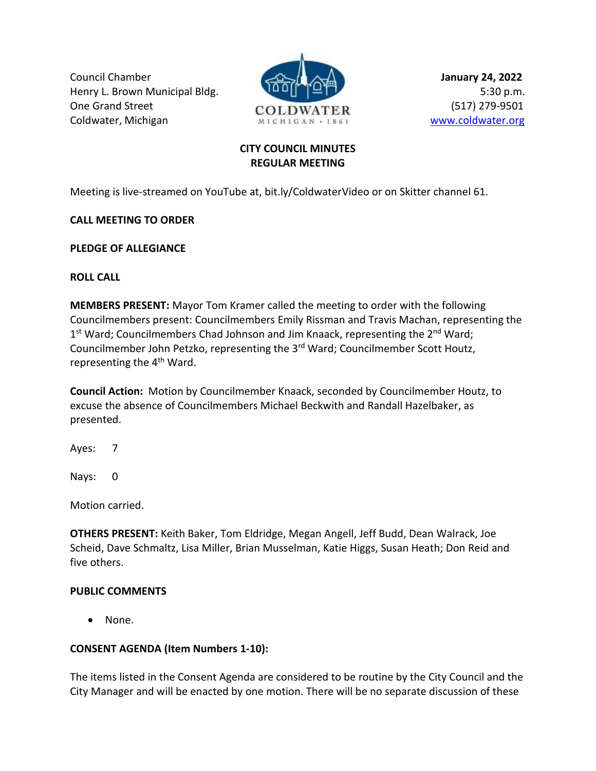Council Chamber
Henry L. Brown Municipal Bldg.
One Grand Street
Coldwater, Michigan

COLDWATER
MICHIGAN • 1861

**January 24, 2022**
5:30 p.m.
(517) 279-9501
www.coldwater.org

## CITY COUNCIL MINUTES
## REGULAR MEETING

Meeting is live-streamed on YouTube at, bit.ly/ColdwaterVideo or on Skitter channel 61.

**CALL MEETING TO ORDER**

**PLEDGE OF ALLEGIANCE**

**ROLL CALL**

**MEMBERS PRESENT:** Mayor Tom Kramer called the meeting to order with the following Councilmembers present: Councilmembers Emily Rissman and Travis Machan, representing the 1st Ward; Councilmembers Chad Johnson and Jim Knaack, representing the 2nd Ward; Councilmember John Petzko, representing the 3rd Ward; Councilmember Scott Houtz, representing the 4th Ward.

**Council Action:** Motion by Councilmember Knaack, seconded by Councilmember Houtz, to excuse the absence of Councilmembers Michael Beckwith and Randall Hazelbaker, as presented.

Ayes: 7

Nays: 0

Motion carried.

**OTHERS PRESENT:** Keith Baker, Tom Eldridge, Megan Angell, Jeff Budd, Dean Walrack, Joe Scheid, Dave Schmaltz, Lisa Miller, Brian Musselman, Katie Higgs, Susan Heath; Don Reid and five others.

**PUBLIC COMMENTS**

- None.

**CONSENT AGENDA (Item Numbers 1-10):**

The items listed in the Consent Agenda are considered to be routine by the City Council and the City Manager and will be enacted by one motion. There will be no separate discussion of these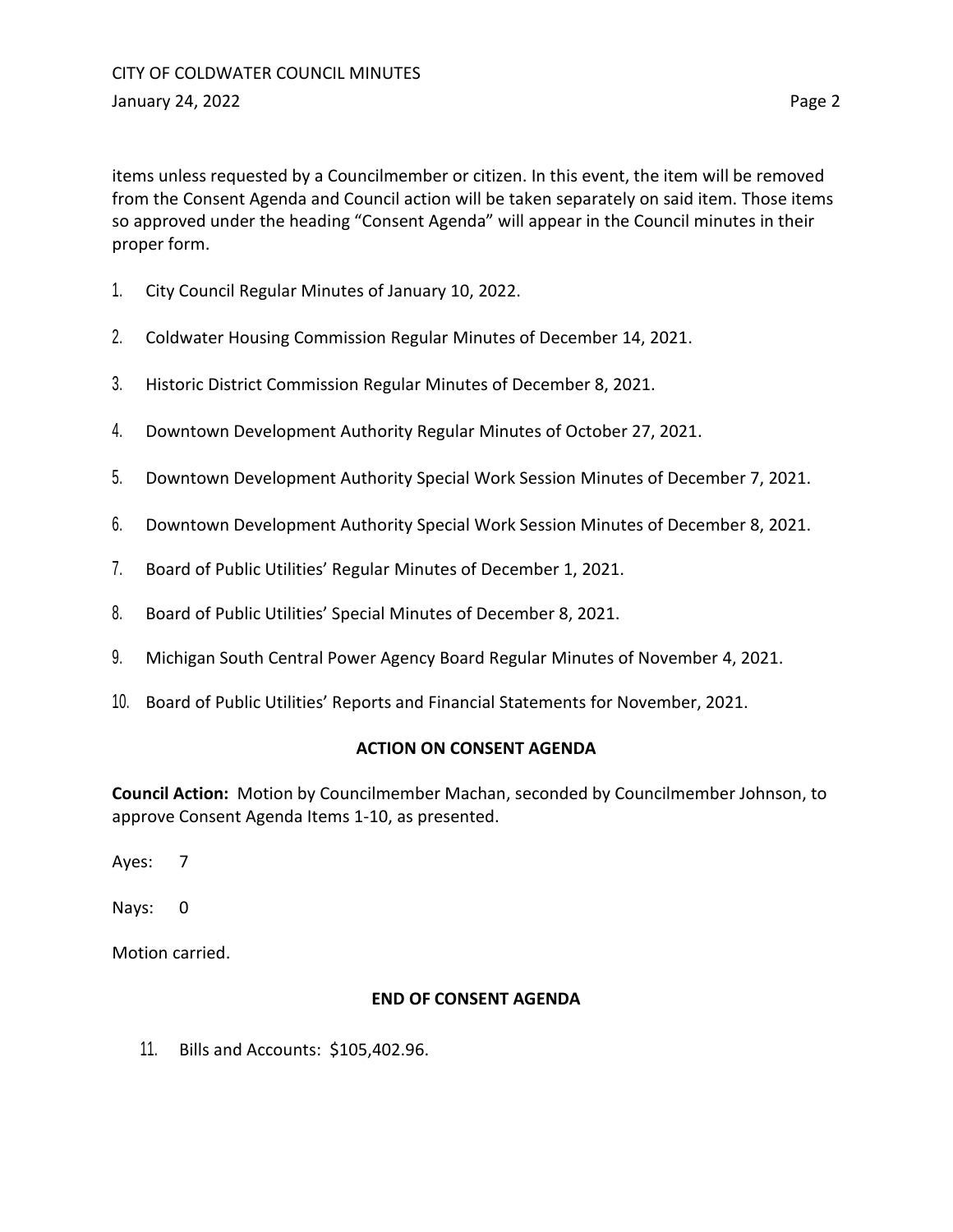items unless requested by a Councilmember or citizen. In this event, the item will be removed from the Consent Agenda and Council action will be taken separately on said item. Those items so approved under the heading “Consent Agenda” will appear in the Council minutes in their proper form.

1. City Council Regular Minutes of January 10, 2022.
2. Coldwater Housing Commission Regular Minutes of December 14, 2021.
3. Historic District Commission Regular Minutes of December 8, 2021.
4. Downtown Development Authority Regular Minutes of October 27, 2021.
5. Downtown Development Authority Special Work Session Minutes of December 7, 2021.
6. Downtown Development Authority Special Work Session Minutes of December 8, 2021.
7. Board of Public Utilities’ Regular Minutes of December 1, 2021.
8. Board of Public Utilities’ Special Minutes of December 8, 2021.
9. Michigan South Central Power Agency Board Regular Minutes of November 4, 2021.
10. Board of Public Utilities’ Reports and Financial Statements for November, 2021.

**ACTION ON CONSENT AGENDA**

**Council Action:** Motion by Councilmember Machan, seconded by Councilmember Johnson, to approve Consent Agenda Items 1-10, as presented.

Ayes: 7

Nays: 0

Motion carried.

**END OF CONSENT AGENDA**

11. Bills and Accounts: $105,402.96.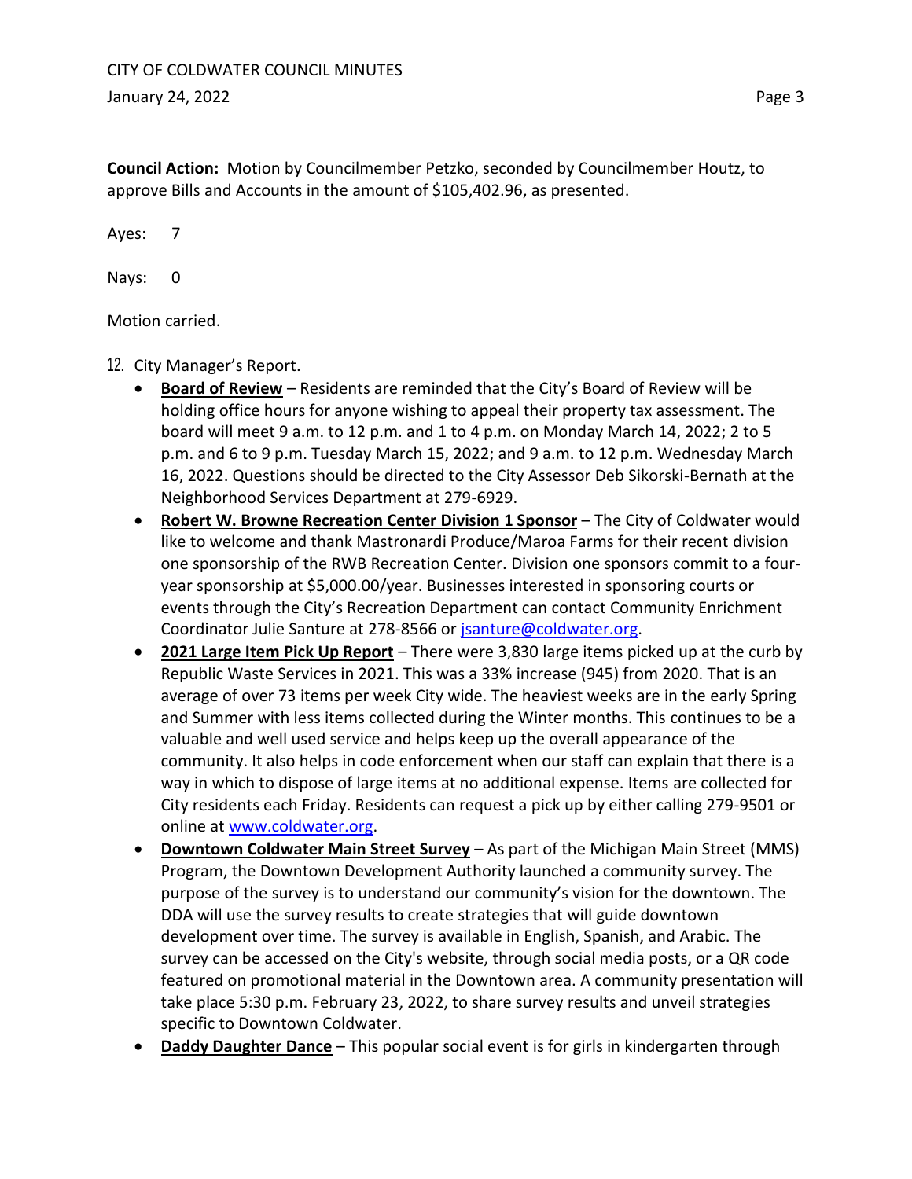**Council Action:** Motion by Councilmember Petzko, seconded by Councilmember Houtz, to approve Bills and Accounts in the amount of $105,402.96, as presented.

Ayes: 7

Nays: 0

Motion carried.

12. City Manager's Report.
    - **Board of Review** – Residents are reminded that the City's Board of Review will be holding office hours for anyone wishing to appeal their property tax assessment. The board will meet 9 a.m. to 12 p.m. and 1 to 4 p.m. on Monday March 14, 2022; 2 to 5 p.m. and 6 to 9 p.m. Tuesday March 15, 2022; and 9 a.m. to 12 p.m. Wednesday March 16, 2022. Questions should be directed to the City Assessor Deb Sikorski-Bernath at the Neighborhood Services Department at 279-6929.
    - **Robert W. Browne Recreation Center Division 1 Sponsor** – The City of Coldwater would like to welcome and thank Mastronardi Produce/Maroa Farms for their recent division one sponsorship of the RWB Recreation Center. Division one sponsors commit to a four-year sponsorship at $5,000.00/year. Businesses interested in sponsoring courts or events through the City's Recreation Department can contact Community Enrichment Coordinator Julie Santure at 278-8566 or jsanture@coldwater.org.
    - **2021 Large Item Pick Up Report** – There were 3,830 large items picked up at the curb by Republic Waste Services in 2021. This was a 33% increase (945) from 2020. That is an average of over 73 items per week City wide. The heaviest weeks are in the early Spring and Summer with less items collected during the Winter months. This continues to be a valuable and well used service and helps keep up the overall appearance of the community. It also helps in code enforcement when our staff can explain that there is a way in which to dispose of large items at no additional expense. Items are collected for City residents each Friday. Residents can request a pick up by either calling 279-9501 or online at www.coldwater.org.
    - **Downtown Coldwater Main Street Survey** – As part of the Michigan Main Street (MMS) Program, the Downtown Development Authority launched a community survey. The purpose of the survey is to understand our community's vision for the downtown. The DDA will use the survey results to create strategies that will guide downtown development over time. The survey is available in English, Spanish, and Arabic. The survey can be accessed on the City's website, through social media posts, or a QR code featured on promotional material in the Downtown area. A community presentation will take place 5:30 p.m. February 23, 2022, to share survey results and unveil strategies specific to Downtown Coldwater.
    - **Daddy Daughter Dance** – This popular social event is for girls in kindergarten through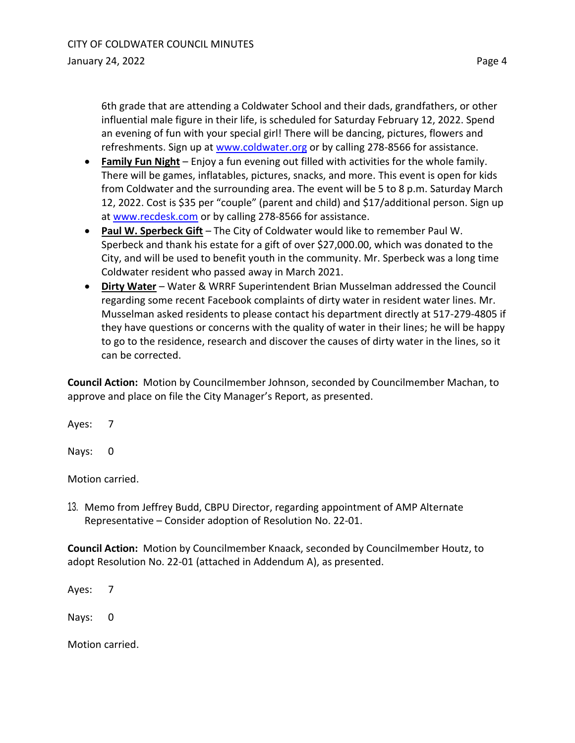6th grade that are attending a Coldwater School and their dads, grandfathers, or other influential male figure in their life, is scheduled for Saturday February 12, 2022. Spend an evening of fun with your special girl! There will be dancing, pictures, flowers and refreshments. Sign up at [www.coldwater.org](http://www.coldwater.org) or by calling 278-8566 for assistance.

- **Family Fun Night** – Enjoy a fun evening out filled with activities for the whole family. There will be games, inflatables, pictures, snacks, and more. This event is open for kids from Coldwater and the surrounding area. The event will be 5 to 8 p.m. Saturday March 12, 2022. Cost is $35 per "couple" (parent and child) and $17/additional person. Sign up at [www.recdesk.com](http://www.recdesk.com) or by calling 278-8566 for assistance.
- **Paul W. Sperbeck Gift** – The City of Coldwater would like to remember Paul W. Sperbeck and thank his estate for a gift of over $27,000.00, which was donated to the City, and will be used to benefit youth in the community. Mr. Sperbeck was a long time Coldwater resident who passed away in March 2021.
- **Dirty Water** – Water & WRRF Superintendent Brian Musselman addressed the Council regarding some recent Facebook complaints of dirty water in resident water lines. Mr. Musselman asked residents to please contact his department directly at 517-279-4805 if they have questions or concerns with the quality of water in their lines; he will be happy to go to the residence, research and discover the causes of dirty water in the lines, so it can be corrected.

**Council Action:** Motion by Councilmember Johnson, seconded by Councilmember Machan, to approve and place on file the City Manager's Report, as presented.

Ayes: 7

Nays: 0

Motion carried.

13. Memo from Jeffrey Budd, CBPU Director, regarding appointment of AMP Alternate Representative – Consider adoption of Resolution No. 22-01.

**Council Action:** Motion by Councilmember Knaack, seconded by Councilmember Houtz, to adopt Resolution No. 22-01 (attached in Addendum A), as presented.

Ayes: 7

Nays: 0

Motion carried.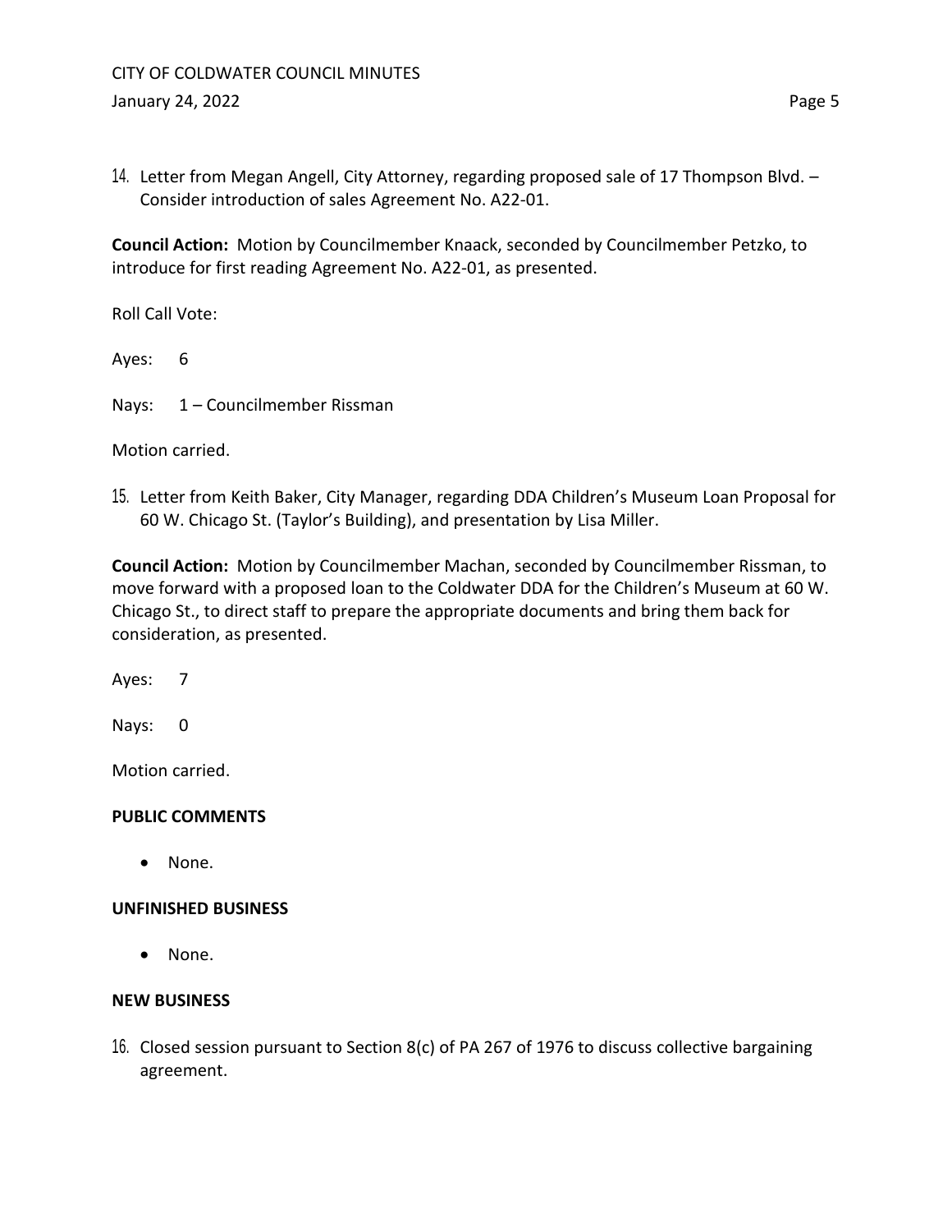14. Letter from Megan Angell, City Attorney, regarding proposed sale of 17 Thompson Blvd. – Consider introduction of sales Agreement No. A22-01.

**Council Action:** Motion by Councilmember Knaack, seconded by Councilmember Petzko, to introduce for first reading Agreement No. A22-01, as presented.

Roll Call Vote:

Ayes: 6

Nays: 1 – Councilmember Rissman

Motion carried.

15. Letter from Keith Baker, City Manager, regarding DDA Children's Museum Loan Proposal for 60 W. Chicago St. (Taylor's Building), and presentation by Lisa Miller.

**Council Action:** Motion by Councilmember Machan, seconded by Councilmember Rissman, to move forward with a proposed loan to the Coldwater DDA for the Children's Museum at 60 W. Chicago St., to direct staff to prepare the appropriate documents and bring them back for consideration, as presented.

Ayes: 7

Nays: 0

Motion carried.

**PUBLIC COMMENTS**

- None.

**UNFINISHED BUSINESS**

- None.

**NEW BUSINESS**

16. Closed session pursuant to Section 8(c) of PA 267 of 1976 to discuss collective bargaining agreement.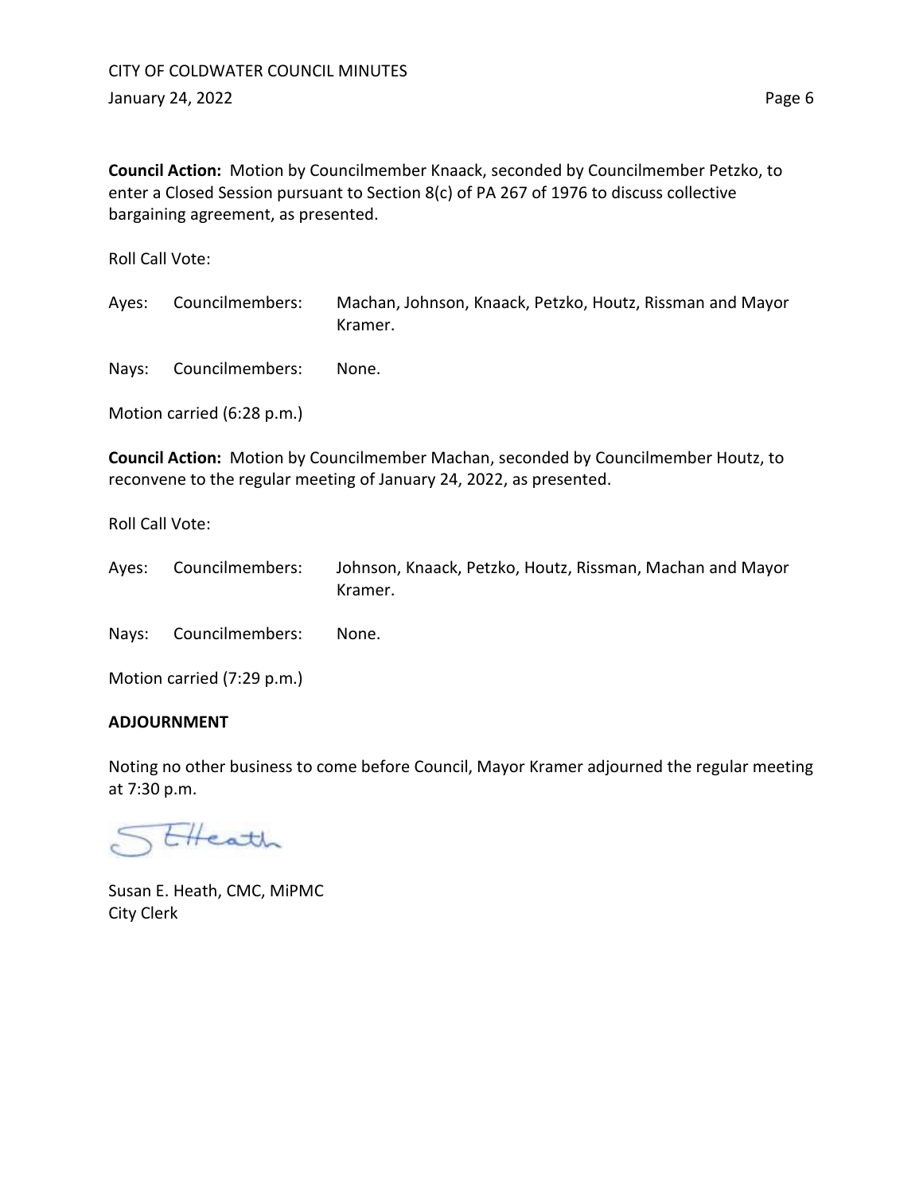**Council Action:** Motion by Councilmember Knaack, seconded by Councilmember Petzko, to enter a Closed Session pursuant to Section 8(c) of PA 267 of 1976 to discuss collective bargaining agreement, as presented.

Roll Call Vote:

| | | |
|---|---|---|
| Ayes: | Councilmembers: | Machan, Johnson, Knaack, Petzko, Houtz, Rissman and Mayor Kramer. |
| Nays: | Councilmembers: | None. |

Motion carried (6:28 p.m.)

**Council Action:** Motion by Councilmember Machan, seconded by Councilmember Houtz, to reconvene to the regular meeting of January 24, 2022, as presented.

Roll Call Vote:

| | | |
|---|---|---|
| Ayes: | Councilmembers: | Johnson, Knaack, Petzko, Houtz, Rissman, Machan and Mayor Kramer. |
| Nays: | Councilmembers: | None. |

Motion carried (7:29 p.m.)

**ADJOURNMENT**

Noting no other business to come before Council, Mayor Kramer adjourned the regular meeting at 7:30 p.m.

S E Heath

Susan E. Heath, CMC, MiPMC
City Clerk